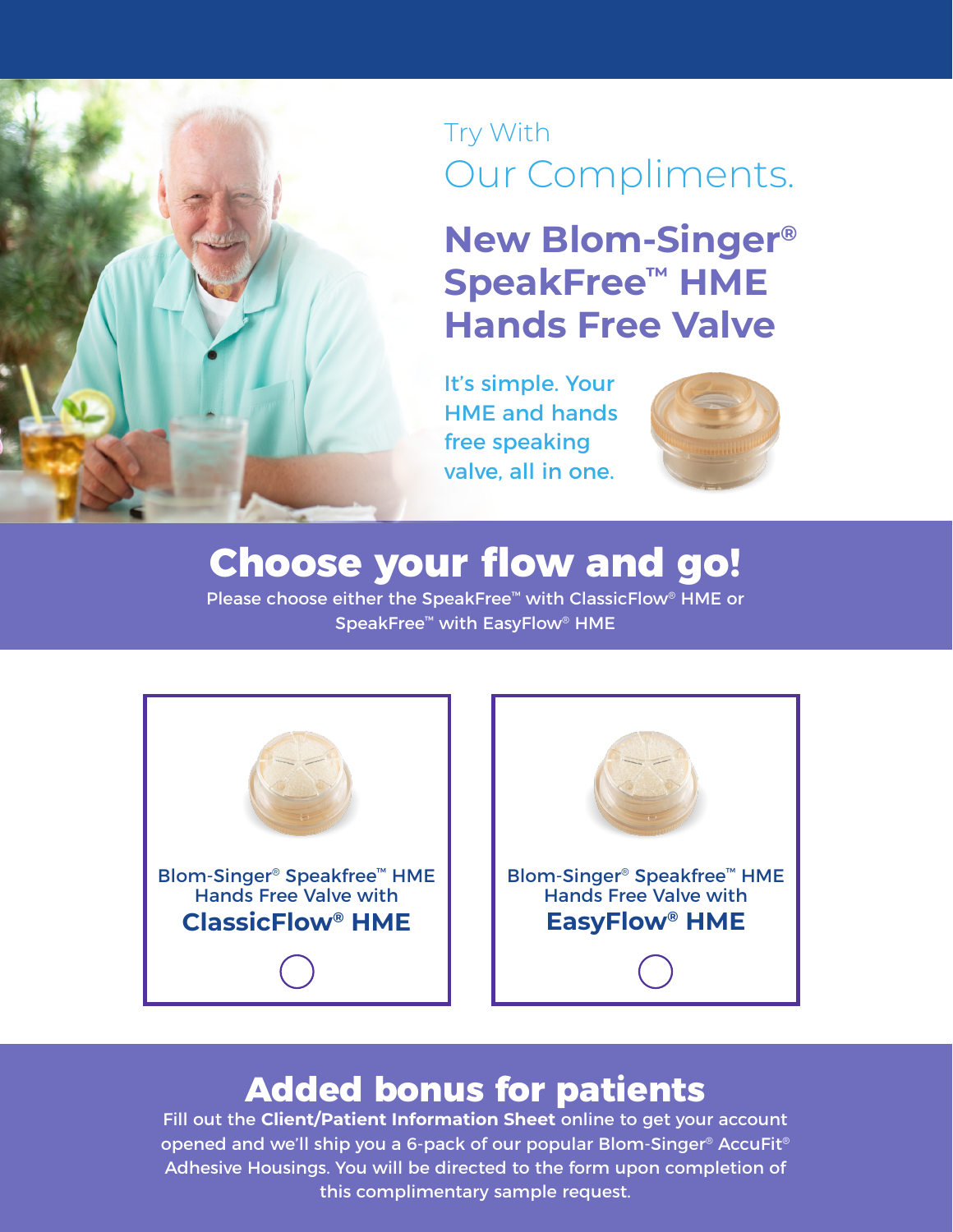Try With
Our Compliments.

# New Blom-Singer® SpeakFree™ HME Hands Free Valve

It's simple. Your HME and hands free speaking valve, all in one.

## Choose your flow and go!

Please choose either the SpeakFree™ with ClassicFlow® HME or SpeakFree™ with EasyFlow® HME

Blom-Singer® Speakfree™ HME Hands Free Valve with
**ClassicFlow® HME**

○

Blom-Singer® Speakfree™ HME Hands Free Valve with
**EasyFlow® HME**

○

## Added bonus for patients

Fill out the **Client/Patient Information Sheet** online to get your account opened and we'll ship you a 6-pack of our popular Blom-Singer® AccuFit® Adhesive Housings. You will be directed to the form upon completion of this complimentary sample request.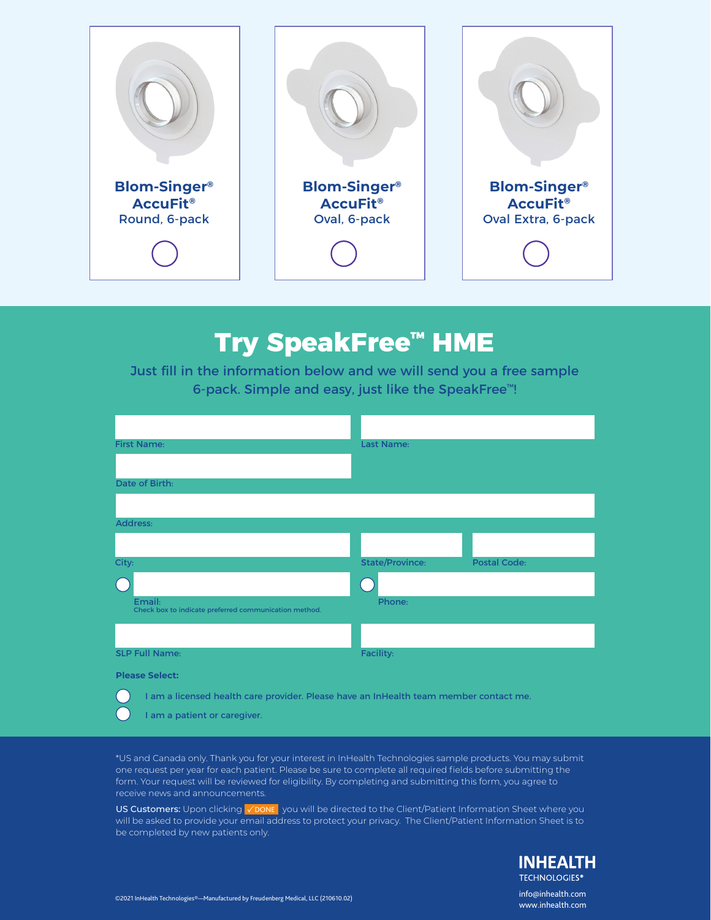Blom-Singer® AccuFit® Round, 6-pack ○

Blom-Singer® AccuFit® Oval, 6-pack ○

Blom-Singer® AccuFit® Oval Extra, 6-pack ○

# Try SpeakFree™ HME

Just fill in the information below and we will send you a free sample 6-pack. Simple and easy, just like the SpeakFree™!

First Name: ____________________

Last Name: ____________________

Date of Birth: ____________________

Address: ____________________

City: ____________________

State/Province: ____________________

Postal Code: ____________________

○ Email: ____________________

Check box to indicate preferred communication method.

○ Phone: ____________________

SLP Full Name: ____________________

Facility: ____________________

**Please Select:**

○ I am a licensed health care provider. Please have an InHealth team member contact me.

○ I am a patient or caregiver.

*US and Canada only. Thank you for your interest in InHealth Technologies sample products. You may submit one request per year for each patient. Please be sure to complete all required fields before submitting the form. Your request will be reviewed for eligibility. By completing and submitting this form, you agree to receive news and announcements.

**US Customers:** Upon clicking ✓DONE you will be directed to the Client/Patient Information Sheet where you will be asked to provide your email address to protect your privacy. The Client/Patient Information Sheet is to be completed by new patients only.

INHEALTH TECHNOLOGIES®

info@inhealth.com
www.inhealth.com

©2021 InHealth Technologies®—Manufactured by Freudenberg Medical, LLC (210610.02)